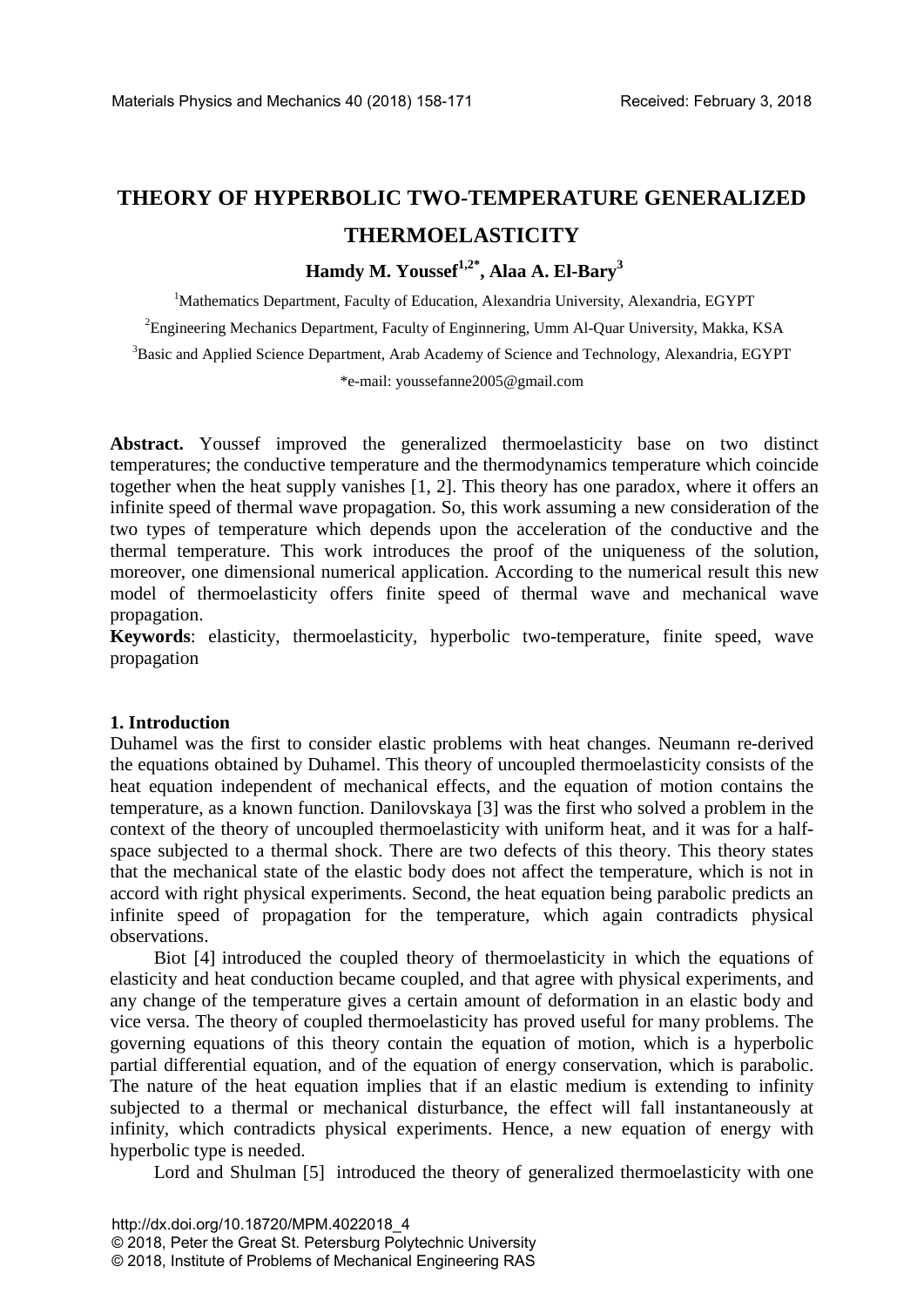# THEORY OF HYPERBOLIC TWO-TEMPERATURE GENERALIZED THERMOELASTICITY

**Hamdy M. Youssef[1,2*], Alaa A. El-Bary[3]**

[1]Mathematics Department, Faculty of Education, Alexandria University, Alexandria, EGYPT

[2]Engineering Mechanics Department, Faculty of Enginnering, Umm Al-Quar University, Makka, KSA

[3]Basic and Applied Science Department, Arab Academy of Science and Technology, Alexandria, EGYPT

*e-mail: youssefanne2005@gmail.com

**Abstract.** Youssef improved the generalized thermoelasticity base on two distinct temperatures; the conductive temperature and the thermodynamics temperature which coincide together when the heat supply vanishes [1, 2]. This theory has one paradox, where it offers an infinite speed of thermal wave propagation. So, this work assuming a new consideration of the two types of temperature which depends upon the acceleration of the conductive and the thermal temperature. This work introduces the proof of the uniqueness of the solution, moreover, one dimensional numerical application. According to the numerical result this new model of thermoelasticity offers finite speed of thermal wave and mechanical wave propagation.

**Keywords**: elasticity, thermoelasticity, hyperbolic two-temperature, finite speed, wave propagation

## 1. Introduction

Duhamel was the first to consider elastic problems with heat changes. Neumann re-derived the equations obtained by Duhamel. This theory of uncoupled thermoelasticity consists of the heat equation independent of mechanical effects, and the equation of motion contains the temperature, as a known function. Danilovskaya [3] was the first who solved a problem in the context of the theory of uncoupled thermoelasticity with uniform heat, and it was for a half-space subjected to a thermal shock. There are two defects of this theory. This theory states that the mechanical state of the elastic body does not affect the temperature, which is not in accord with right physical experiments. Second, the heat equation being parabolic predicts an infinite speed of propagation for the temperature, which again contradicts physical observations.

Biot [4] introduced the coupled theory of thermoelasticity in which the equations of elasticity and heat conduction became coupled, and that agree with physical experiments, and any change of the temperature gives a certain amount of deformation in an elastic body and vice versa. The theory of coupled thermoelasticity has proved useful for many problems. The governing equations of this theory contain the equation of motion, which is a hyperbolic partial differential equation, and of the equation of energy conservation, which is parabolic. The nature of the heat equation implies that if an elastic medium is extending to infinity subjected to a thermal or mechanical disturbance, the effect will fall instantaneously at infinity, which contradicts physical experiments. Hence, a new equation of energy with hyperbolic type is needed.

Lord and Shulman [5] introduced the theory of generalized thermoelasticity with one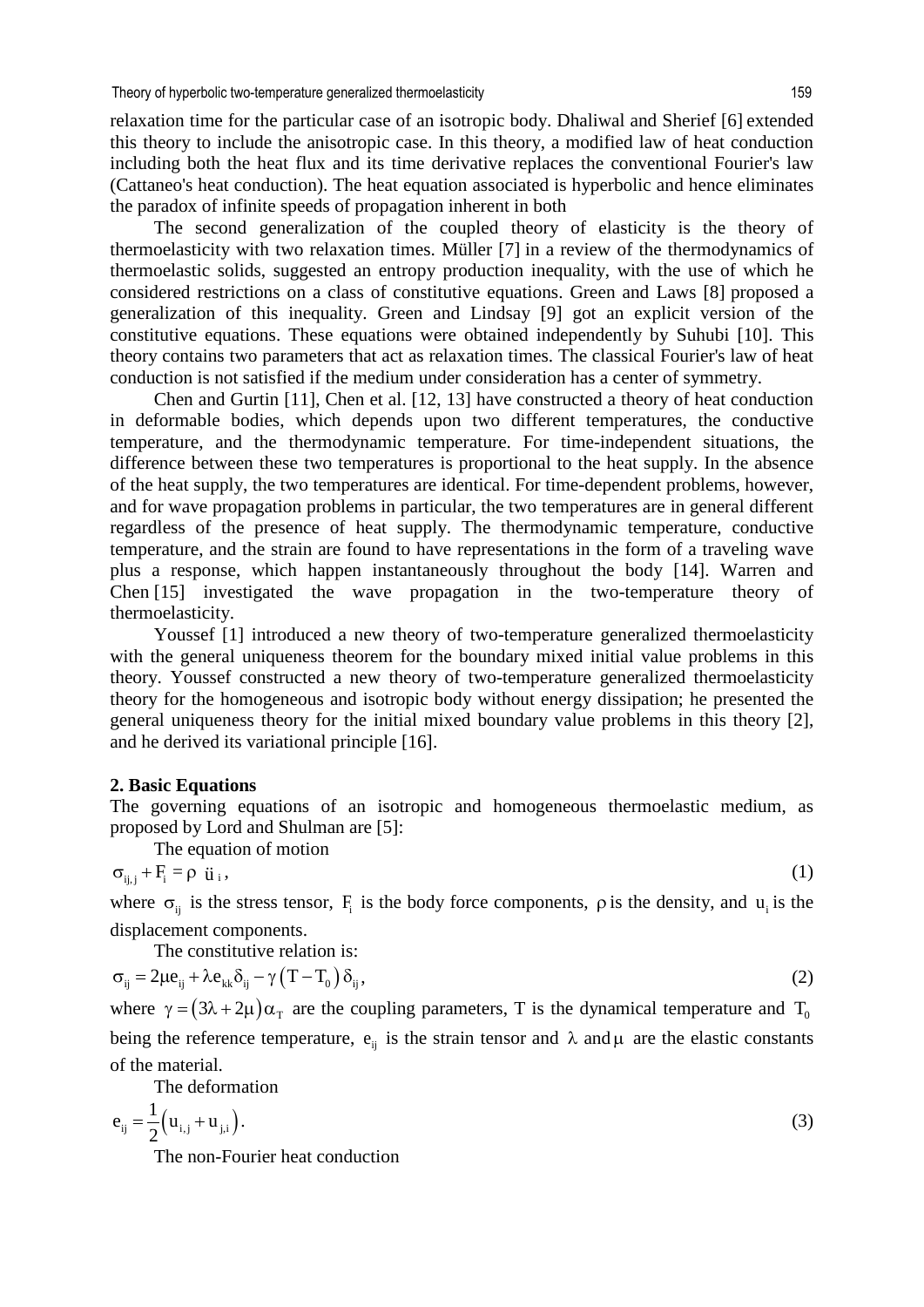relaxation time for the particular case of an isotropic body. Dhaliwal and Sherief [6] extended this theory to include the anisotropic case. In this theory, a modified law of heat conduction including both the heat flux and its time derivative replaces the conventional Fourier's law (Cattaneo's heat conduction). The heat equation associated is hyperbolic and hence eliminates the paradox of infinite speeds of propagation inherent in both

The second generalization of the coupled theory of elasticity is the theory of thermoelasticity with two relaxation times. Müller [7] in a review of the thermodynamics of thermoelastic solids, suggested an entropy production inequality, with the use of which he considered restrictions on a class of constitutive equations. Green and Laws [8] proposed a generalization of this inequality. Green and Lindsay [9] got an explicit version of the constitutive equations. These equations were obtained independently by Suhubi [10]. This theory contains two parameters that act as relaxation times. The classical Fourier's law of heat conduction is not satisfied if the medium under consideration has a center of symmetry.

Chen and Gurtin [11], Chen et al. [12, 13] have constructed a theory of heat conduction in deformable bodies, which depends upon two different temperatures, the conductive temperature, and the thermodynamic temperature. For time-independent situations, the difference between these two temperatures is proportional to the heat supply. In the absence of the heat supply, the two temperatures are identical. For time-dependent problems, however, and for wave propagation problems in particular, the two temperatures are in general different regardless of the presence of heat supply. The thermodynamic temperature, conductive temperature, and the strain are found to have representations in the form of a traveling wave plus a response, which happen instantaneously throughout the body [14]. Warren and Chen [15] investigated the wave propagation in the two-temperature theory of thermoelasticity.

Youssef [1] introduced a new theory of two-temperature generalized thermoelasticity with the general uniqueness theorem for the boundary mixed initial value problems in this theory. Youssef constructed a new theory of two-temperature generalized thermoelasticity theory for the homogeneous and isotropic body without energy dissipation; he presented the general uniqueness theory for the initial mixed boundary value problems in this theory [2], and he derived its variational principle [16].

## 2. Basic Equations

The governing equations of an isotropic and homogeneous thermoelastic medium, as proposed by Lord and Shulman are [5]:

The equation of motion

$$\sigma_{ij,j} + F_i = \rho\, \ddot{u}_i , \tag{1}$$

where $\sigma_{ij}$ is the stress tensor, $F_i$ is the body force components, $\rho$ is the density, and $u_i$ is the displacement components.

The constitutive relation is:

$$\sigma_{ij} = 2\mu e_{ij} + \lambda e_{kk}\delta_{ij} - \gamma\left(T - T_0\right)\delta_{ij}, \tag{2}$$

where $\gamma = \left(3\lambda + 2\mu\right)\alpha_T$ are the coupling parameters, T is the dynamical temperature and $T_0$ being the reference temperature, $e_{ij}$ is the strain tensor and $\lambda$ and $\mu$ are the elastic constants of the material.

The deformation

$$e_{ij} = \frac{1}{2}\left(u_{i,j} + u_{j,i}\right). \tag{3}$$

The non-Fourier heat conduction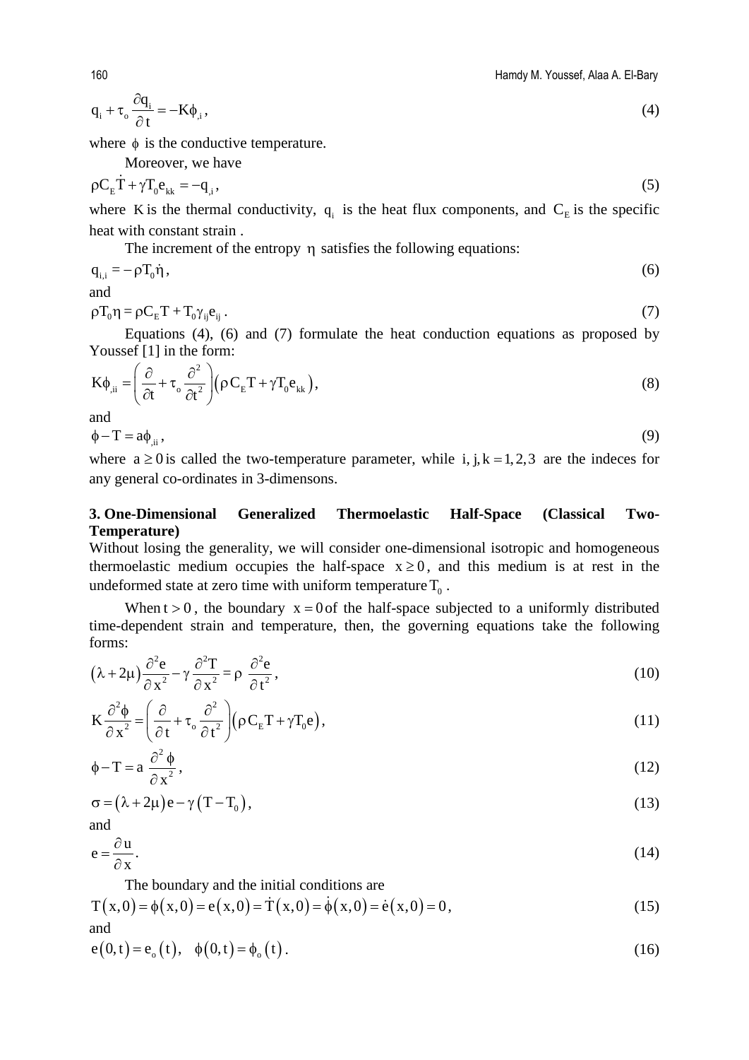$$q_i + \tau_o \frac{\partial q_i}{\partial t} = -K\phi_{,i}, \tag{4}$$

where $\phi$ is the conductive temperature.

Moreover, we have

$$\rho C_E \dot{T} + \gamma T_0 e_{kk} = -q_{,i}, \tag{5}$$

where $K$ is the thermal conductivity, $q_i$ is the heat flux components, and $C_E$ is the specific heat with constant strain .

The increment of the entropy $\eta$ satisfies the following equations:

$$q_{i,i} = -\rho T_0 \dot{\eta}, \tag{6}$$

and

$$\rho T_0 \eta = \rho C_E T + T_0 \gamma_{ij} e_{ij}. \tag{7}$$

Equations (4), (6) and (7) formulate the heat conduction equations as proposed by Youssef [1] in the form:

$$K\phi_{,ii} = \left(\frac{\partial}{\partial t} + \tau_o \frac{\partial^2}{\partial t^2}\right)\left(\rho C_E T + \gamma T_0 e_{kk}\right), \tag{8}$$

and

$$\phi - T = a\phi_{,ii}, \tag{9}$$

where $a \geq 0$ is called the two-temperature parameter, while $i, j, k = 1, 2, 3$ are the indeces for any general co-ordinates in 3-dimensons.

## 3. One-Dimensional Generalized Thermoelastic Half-Space (Classical Two-Temperature)

Without losing the generality, we will consider one-dimensional isotropic and homogeneous thermoelastic medium occupies the half-space $x \geq 0$, and this medium is at rest in the undeformed state at zero time with uniform temperature $T_0$ .

When $t > 0$, the boundary $x = 0$ of the half-space subjected to a uniformly distributed time-dependent strain and temperature, then, the governing equations take the following forms:

$$\left(\lambda + 2\mu\right)\frac{\partial^2 e}{\partial x^2} - \gamma \frac{\partial^2 T}{\partial x^2} = \rho \frac{\partial^2 e}{\partial t^2}, \tag{10}$$

$$K\frac{\partial^2 \phi}{\partial x^2} = \left(\frac{\partial}{\partial t} + \tau_o \frac{\partial^2}{\partial t^2}\right)\left(\rho C_E T + \gamma T_0 e\right), \tag{11}$$

$$\phi - T = a\frac{\partial^2 \phi}{\partial x^2}, \tag{12}$$

$$\sigma = \left(\lambda + 2\mu\right)e - \gamma\left(T - T_0\right), \tag{13}$$

and

$$e = \frac{\partial u}{\partial x}. \tag{14}$$

The boundary and the initial conditions are

$$T(x,0) = \phi(x,0) = e(x,0) = \dot{T}(x,0) = \dot{\phi}(x,0) = \dot{e}(x,0) = 0, \tag{15}$$

and

$$e(0,t) = e_o(t), \quad \phi(0,t) = \phi_o(t). \tag{16}$$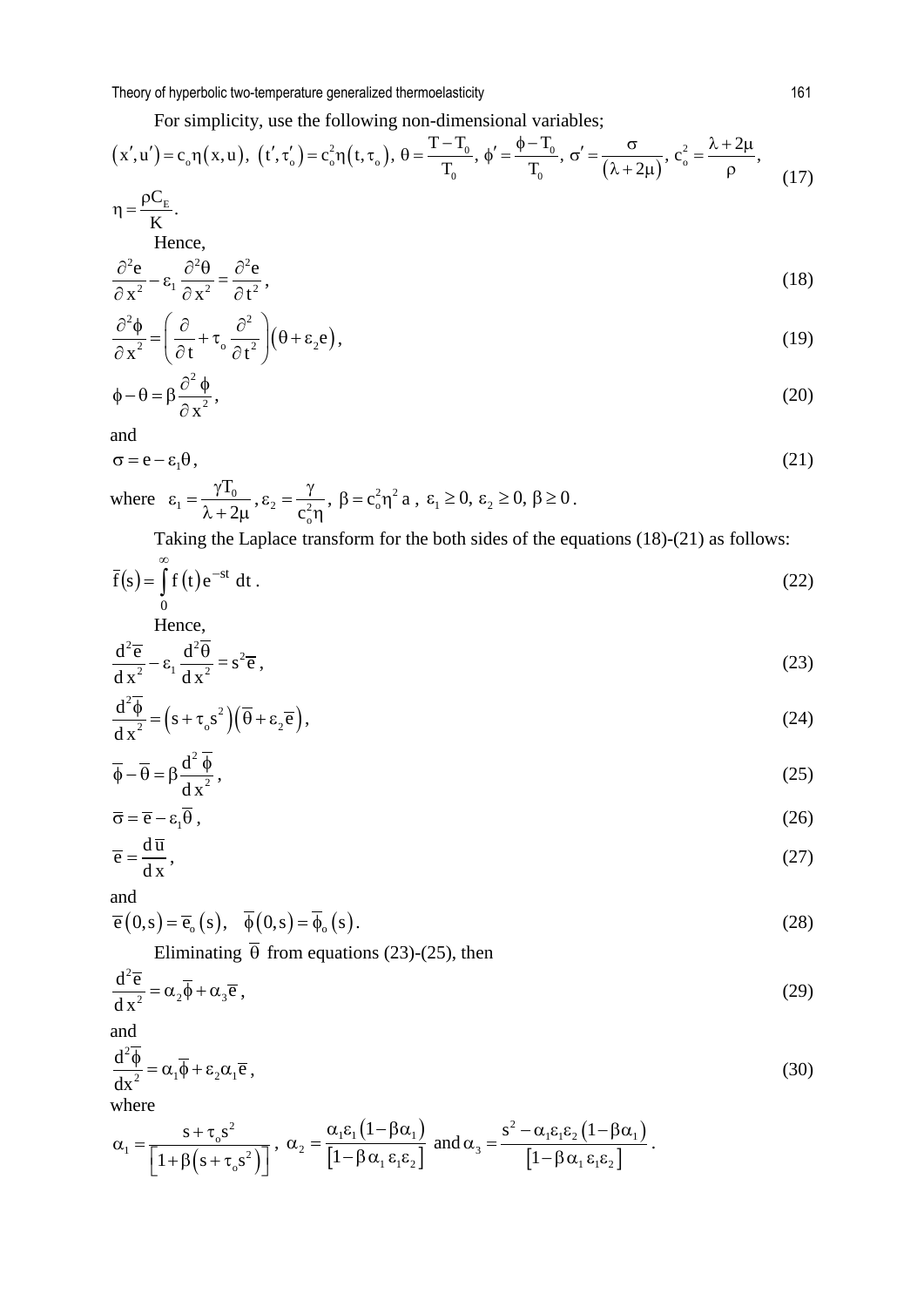For simplicity, use the following non-dimensional variables;

$$
(x', u') = c_o \eta (x, u),\ (t', \tau_o') = c_o^2 \eta (t, \tau_o),\ \theta = \frac{T - T_0}{T_0},\ \phi' = \frac{\phi - T_0}{T_0},\ \sigma' = \frac{\sigma}{(\lambda + 2\mu)},\ c_o^2 = \frac{\lambda + 2\mu}{\rho},
$$

$$
\eta = \frac{\rho C_E}{K}. \tag{17}
$$

Hence,

$$
\frac{\partial^2 e}{\partial x^2} - \varepsilon_1 \frac{\partial^2 \theta}{\partial x^2} = \frac{\partial^2 e}{\partial t^2}, \tag{18}
$$

$$
\frac{\partial^2 \phi}{\partial x^2} = \left( \frac{\partial}{\partial t} + \tau_o \frac{\partial^2}{\partial t^2} \right) (\theta + \varepsilon_2 e), \tag{19}
$$

$$
\phi - \theta = \beta \frac{\partial^2 \phi}{\partial x^2}, \tag{20}
$$

and

$$
\sigma = e - \varepsilon_1 \theta, \tag{21}
$$

where $\varepsilon_1 = \frac{\gamma T_0}{\lambda + 2\mu}, \varepsilon_2 = \frac{\gamma}{c_o^2 \eta},\ \beta = c_o^2 \eta^2 a,\ \varepsilon_1 \geq 0,\ \varepsilon_2 \geq 0,\ \beta \geq 0$.

Taking the Laplace transform for the both sides of the equations (18)-(21) as follows:

$$
\bar{f}(s) = \int_0^\infty f(t) e^{-st}\, dt. \tag{22}
$$

Hence,

$$
\frac{d^2 \bar{e}}{d x^2} - \varepsilon_1 \frac{d^2 \bar{\theta}}{d x^2} = s^2 \bar{e}, \tag{23}
$$

$$
\frac{d^2 \bar{\phi}}{d x^2} = (s + \tau_o s^2)(\bar{\theta} + \varepsilon_2 \bar{e}), \tag{24}
$$

$$
\bar{\phi} - \bar{\theta} = \beta \frac{d^2 \bar{\phi}}{d x^2}, \tag{25}
$$

$$
\bar{\sigma} = \bar{e} - \varepsilon_1 \bar{\theta}, \tag{26}
$$

$$
\bar{e} = \frac{d \bar{u}}{d x}, \tag{27}
$$

and

$$
\bar{e}(0, s) = \bar{e}_o(s), \quad \bar{\phi}(0, s) = \bar{\phi}_o(s). \tag{28}
$$

Eliminating $\bar{\theta}$ from equations (23)-(25), then

$$
\frac{d^2 \bar{e}}{d x^2} = \alpha_2 \bar{\phi} + \alpha_3 \bar{e}, \tag{29}
$$

and

$$
\frac{d^2 \bar{\phi}}{d x^2} = \alpha_1 \bar{\phi} + \varepsilon_2 \alpha_1 \bar{e}, \tag{30}
$$

where

$$
\alpha_1 = \frac{s + \tau_o s^2}{\left[1 + \beta (s + \tau_o s^2)\right]},\ \alpha_2 = \frac{\alpha_1 \varepsilon_1 (1 - \beta \alpha_1)}{\left[1 - \beta \alpha_1 \varepsilon_1 \varepsilon_2\right]} \text{ and } \alpha_3 = \frac{s^2 - \alpha_1 \varepsilon_1 \varepsilon_2 (1 - \beta \alpha_1)}{\left[1 - \beta \alpha_1 \varepsilon_1 \varepsilon_2\right]}.
$$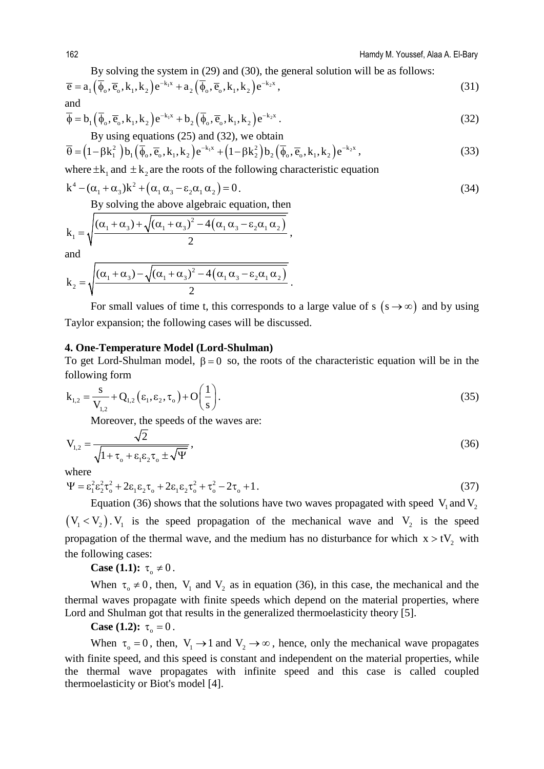By solving the system in (29) and (30), the general solution will be as follows:

$$\overline{e} = a_1\left(\overline{\phi}_o, \overline{e}_o, k_1, k_2\right)e^{-k_1 x} + a_2\left(\overline{\phi}_o, \overline{e}_o, k_1, k_2\right)e^{-k_2 x}, \tag{31}$$

and

$$\overline{\phi} = b_1\left(\overline{\phi}_o, \overline{e}_o, k_1, k_2\right)e^{-k_1 x} + b_2\left(\overline{\phi}_o, \overline{e}_o, k_1, k_2\right)e^{-k_2 x}. \tag{32}$$

By using equations (25) and (32), we obtain

$$\overline{\theta} = \left(1-\beta k_1^2\right)b_1\left(\overline{\phi}_o, \overline{e}_o, k_1, k_2\right)e^{-k_1 x} + \left(1-\beta k_2^2\right)b_2\left(\overline{\phi}_o, \overline{e}_o, k_1, k_2\right)e^{-k_2 x}, \tag{33}$$

where $\pm k_1$ and $\pm k_2$ are the roots of the following characteristic equation

$$k^4 - (\alpha_1 + \alpha_3)k^2 + \left(\alpha_1\alpha_3 - \varepsilon_2\alpha_1\alpha_2\right) = 0. \tag{34}$$

By solving the above algebraic equation, then

$$k_1 = \sqrt{\frac{(\alpha_1+\alpha_3) + \sqrt{(\alpha_1+\alpha_3)^2 - 4\left(\alpha_1\alpha_3 - \varepsilon_2\alpha_1\alpha_2\right)}}{2}},$$

and

$$k_2 = \sqrt{\frac{(\alpha_1+\alpha_3) - \sqrt{(\alpha_1+\alpha_3)^2 - 4\left(\alpha_1\alpha_3 - \varepsilon_2\alpha_1\alpha_2\right)}}{2}}.$$

For small values of time t, this corresponds to a large value of s $\left(s \to \infty\right)$ and by using Taylor expansion; the following cases will be discussed.

## 4. One-Temperature Model (Lord-Shulman)

To get Lord-Shulman model, $\beta = 0$ so, the roots of the characteristic equation will be in the following form

$$k_{1,2} = \frac{s}{V_{1,2}} + Q_{1,2}\left(\varepsilon_1, \varepsilon_2, \tau_o\right) + O\left(\frac{1}{s}\right). \tag{35}$$

Moreover, the speeds of the waves are:

$$V_{1,2} = \frac{\sqrt{2}}{\sqrt{1+\tau_o+\varepsilon_1\varepsilon_2\tau_o \pm \sqrt{\Psi}}}, \tag{36}$$

where

$$\Psi = \varepsilon_1^2\varepsilon_2^2\tau_o^2 + 2\varepsilon_1\varepsilon_2\tau_o + 2\varepsilon_1\varepsilon_2\tau_o^2 + \tau_o^2 - 2\tau_o + 1. \tag{37}$$

Equation (36) shows that the solutions have two waves propagated with speed $V_1$ and $V_2$ $\left(V_1 < V_2\right)$. $V_1$ is the speed propagation of the mechanical wave and $V_2$ is the speed propagation of the thermal wave, and the medium has no disturbance for which $x > tV_2$ with the following cases:

**Case (1.1):** $\tau_o \neq 0$.

When $\tau_o \neq 0$, then, $V_1$ and $V_2$ as in equation (36), in this case, the mechanical and the thermal waves propagate with finite speeds which depend on the material properties, where Lord and Shulman got that results in the generalized thermoelasticity theory [5].

**Case (1.2):** $\tau_o = 0$.

When $\tau_o = 0$, then, $V_1 \to 1$ and $V_2 \to \infty$, hence, only the mechanical wave propagates with finite speed, and this speed is constant and independent on the material properties, while the thermal wave propagates with infinite speed and this case is called coupled thermoelasticity or Biot's model [4].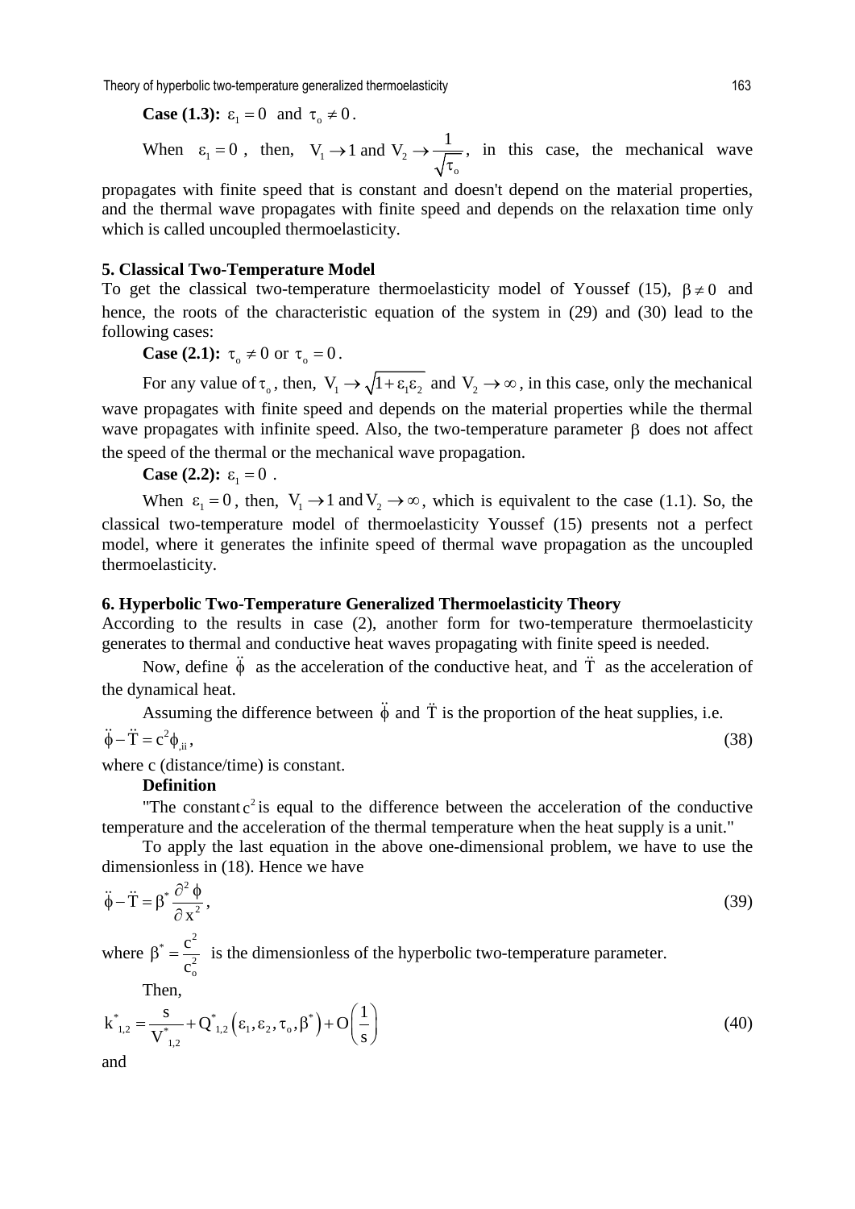**Case (1.3):** $\varepsilon_1 = 0$ and $\tau_o \neq 0$.

When $\varepsilon_1 = 0$, then, $V_1 \to 1$ and $V_2 \to \frac{1}{\sqrt{\tau_o}}$, in this case, the mechanical wave propagates with finite speed that is constant and doesn't depend on the material properties, and the thermal wave propagates with finite speed and depends on the relaxation time only which is called uncoupled thermoelasticity.

## 5. Classical Two-Temperature Model

To get the classical two-temperature thermoelasticity model of Youssef (15), $\beta \neq 0$ and hence, the roots of the characteristic equation of the system in (29) and (30) lead to the following cases:

**Case (2.1):** $\tau_o \neq 0$ or $\tau_o = 0$.

For any value of $\tau_o$, then, $V_1 \to \sqrt{1+\varepsilon_1\varepsilon_2}$ and $V_2 \to \infty$, in this case, only the mechanical wave propagates with finite speed and depends on the material properties while the thermal wave propagates with infinite speed. Also, the two-temperature parameter $\beta$ does not affect the speed of the thermal or the mechanical wave propagation.

**Case (2.2):** $\varepsilon_1 = 0$.

When $\varepsilon_1 = 0$, then, $V_1 \to 1$ and $V_2 \to \infty$, which is equivalent to the case (1.1). So, the classical two-temperature model of thermoelasticity Youssef (15) presents not a perfect model, where it generates the infinite speed of thermal wave propagation as the uncoupled thermoelasticity.

## 6. Hyperbolic Two-Temperature Generalized Thermoelasticity Theory

According to the results in case (2), another form for two-temperature thermoelasticity generates to thermal and conductive heat waves propagating with finite speed is needed.

Now, define $\ddot{\phi}$ as the acceleration of the conductive heat, and $\ddot{T}$ as the acceleration of the dynamical heat.

Assuming the difference between $\ddot{\phi}$ and $\ddot{T}$ is the proportion of the heat supplies, i.e.

$$\ddot{\phi} - \ddot{T} = c^2 \phi_{,ii}, \tag{38}$$

where c (distance/time) is constant.

**Definition**

"The constant $c^2$ is equal to the difference between the acceleration of the conductive temperature and the acceleration of the thermal temperature when the heat supply is a unit."

To apply the last equation in the above one-dimensional problem, we have to use the dimensionless in (18). Hence we have

$$\ddot{\phi} - \ddot{T} = \beta^* \frac{\partial^2 \phi}{\partial x^2}, \tag{39}$$

where $\beta^* = \frac{c^2}{c_o^2}$ is the dimensionless of the hyperbolic two-temperature parameter.

Then,

$$k^*_{1,2} = \frac{s}{V^*_{1,2}} + Q^*_{1,2}\left(\varepsilon_1, \varepsilon_2, \tau_o, \beta^*\right) + O\left(\frac{1}{s}\right) \tag{40}$$

and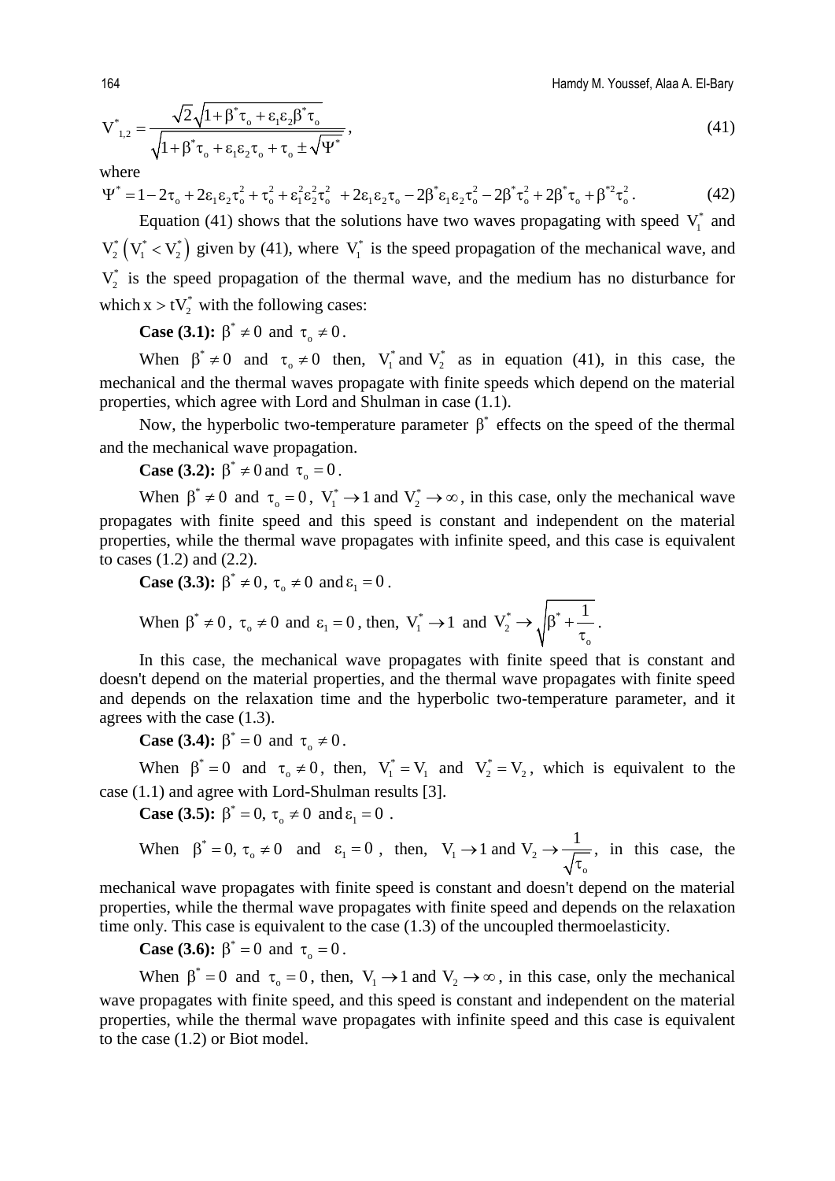$$V^*_{1,2} = \frac{\sqrt{2}\sqrt{1+\beta^*\tau_o + \varepsilon_1\varepsilon_2\beta^*\tau_o}}{\sqrt{1+\beta^*\tau_o + \varepsilon_1\varepsilon_2\tau_o + \tau_o \pm \sqrt{\Psi^*}}}, \tag{41}$$

where

$$\Psi^* = 1 - 2\tau_o + 2\varepsilon_1\varepsilon_2\tau_o^2 + \tau_o^2 + \varepsilon_1^2\varepsilon_2^2\tau_o^2 + 2\varepsilon_1\varepsilon_2\tau_o - 2\beta^*\varepsilon_1\varepsilon_2\tau_o^2 - 2\beta^*\tau_o^2 + 2\beta^*\tau_o + \beta^{*2}\tau_o^2. \tag{42}$$

Equation (41) shows that the solutions have two waves propagating with speed $V_1^*$ and $V_2^*$ $\left(V_1^* < V_2^*\right)$ given by (41), where $V_1^*$ is the speed propagation of the mechanical wave, and $V_2^*$ is the speed propagation of the thermal wave, and the medium has no disturbance for which $x > tV_2^*$ with the following cases:

**Case (3.1):** $\beta^* \neq 0$ and $\tau_o \neq 0$.

When $\beta^* \neq 0$ and $\tau_o \neq 0$ then, $V_1^*$ and $V_2^*$ as in equation (41), in this case, the mechanical and the thermal waves propagate with finite speeds which depend on the material properties, which agree with Lord and Shulman in case (1.1).

Now, the hyperbolic two-temperature parameter $\beta^*$ effects on the speed of the thermal and the mechanical wave propagation.

**Case (3.2):** $\beta^* \neq 0$ and $\tau_o = 0$.

When $\beta^* \neq 0$ and $\tau_o = 0$, $V_1^* \to 1$ and $V_2^* \to \infty$, in this case, only the mechanical wave propagates with finite speed and this speed is constant and independent on the material properties, while the thermal wave propagates with infinite speed, and this case is equivalent to cases (1.2) and (2.2).

**Case (3.3):** $\beta^* \neq 0$, $\tau_o \neq 0$ and $\varepsilon_1 = 0$.

When $\beta^* \neq 0$, $\tau_o \neq 0$ and $\varepsilon_1 = 0$, then, $V_1^* \to 1$ and $V_2^* \to \sqrt{\beta^* + \dfrac{1}{\tau_o}}$.

In this case, the mechanical wave propagates with finite speed that is constant and doesn't depend on the material properties, and the thermal wave propagates with finite speed and depends on the relaxation time and the hyperbolic two-temperature parameter, and it agrees with the case (1.3).

**Case (3.4):** $\beta^* = 0$ and $\tau_o \neq 0$.

When $\beta^* = 0$ and $\tau_o \neq 0$, then, $V_1^* = V_1$ and $V_2^* = V_2$, which is equivalent to the case (1.1) and agree with Lord-Shulman results [3].

**Case (3.5):** $\beta^* = 0$, $\tau_o \neq 0$ and $\varepsilon_1 = 0$.

When $\beta^* = 0$, $\tau_o \neq 0$ and $\varepsilon_1 = 0$, then, $V_1 \to 1$ and $V_2 \to \dfrac{1}{\sqrt{\tau_o}}$, in this case, the mechanical wave propagates with finite speed is constant and doesn't depend on the material properties, while the thermal wave propagates with finite speed and depends on the relaxation time only. This case is equivalent to the case (1.3) of the uncoupled thermoelasticity.

**Case (3.6):** $\beta^* = 0$ and $\tau_o = 0$.

When $\beta^* = 0$ and $\tau_o = 0$, then, $V_1 \to 1$ and $V_2 \to \infty$, in this case, only the mechanical wave propagates with finite speed, and this speed is constant and independent on the material properties, while the thermal wave propagates with infinite speed and this case is equivalent to the case (1.2) or Biot model.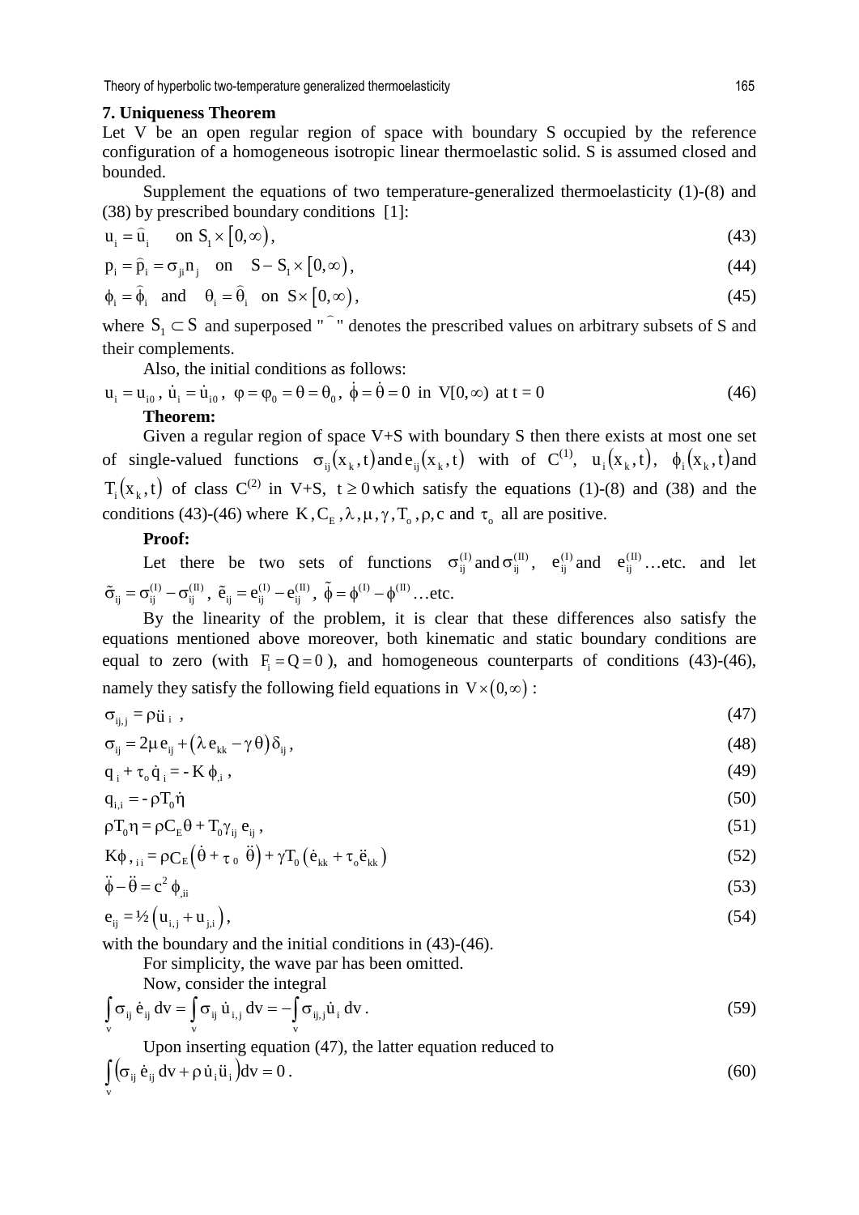## 7. Uniqueness Theorem

Let V be an open regular region of space with boundary S occupied by the reference configuration of a homogeneous isotropic linear thermoelastic solid. S is assumed closed and bounded.

Supplement the equations of two temperature-generalized thermoelasticity (1)-(8) and (38) by prescribed boundary conditions [1]:

$$u_i = \hat{u}_i \quad \text{on } S_1 \times [0, \infty), \tag{43}$$

$$p_i = \hat{p}_i = \sigma_{ji} n_j \quad \text{on} \quad S - S_1 \times [0, \infty), \tag{44}$$

$$\phi_i = \hat{\phi}_i \quad \text{and} \quad \theta_i = \hat{\theta}_i \quad \text{on } S \times [0, \infty), \tag{45}$$

where $S_1 \subset S$ and superposed " $\widehat{}$ " denotes the prescribed values on arbitrary subsets of S and their complements.

Also, the initial conditions as follows:

$$u_i = u_{i0}\,,\ \dot{u}_i = \dot{u}_{i0}\,,\ \varphi = \varphi_0 = \theta = \theta_0\,,\ \dot{\phi} = \dot{\theta} = 0 \ \text{ in } V[0, \infty) \ \text{at } t = 0 \tag{46}$$

**Theorem:**

Given a regular region of space V+S with boundary S then there exists at most one set of single-valued functions $\sigma_{ij}(x_k, t)$ and $e_{ij}(x_k, t)$ with of $C^{(1)}$, $u_i(x_k, t)$, $\phi_i(x_k, t)$ and $T_i(x_k, t)$ of class $C^{(2)}$ in V+S, $t \geq 0$ which satisfy the equations (1)-(8) and (38) and the conditions (43)-(46) where $K, C_E, \lambda, \mu, \gamma, T_o, \rho, c$ and $\tau_o$ all are positive.

**Proof:**

Let there be two sets of functions $\sigma_{ij}^{(I)}$ and $\sigma_{ij}^{(II)}$, $e_{ij}^{(I)}$ and $e_{ij}^{(II)}$ …etc. and let $\tilde{\sigma}_{ij} = \sigma_{ij}^{(I)} - \sigma_{ij}^{(II)}$, $\tilde{e}_{ij} = e_{ij}^{(I)} - e_{ij}^{(II)}$, $\tilde{\phi} = \phi^{(I)} - \phi^{(II)}$ …etc.

By the linearity of the problem, it is clear that these differences also satisfy the equations mentioned above moreover, both kinematic and static boundary conditions are equal to zero (with $F_i = Q = 0$), and homogeneous counterparts of conditions (43)-(46), namely they satisfy the following field equations in $V \times (0, \infty)$ :

$$\sigma_{ij,j} = \rho \ddot{u}_i\ , \tag{47}$$

$$\sigma_{ij} = 2\mu\, e_{ij} + \left(\lambda\, e_{kk} - \gamma\,\theta\right)\delta_{ij}\,, \tag{48}$$

$$q_i + \tau_o \dot{q}_i = -\,K\,\phi_{,i}\,, \tag{49}$$

$$q_{i,i} = -\,\rho T_0 \dot{\eta} \tag{50}$$

$$\rho T_0 \eta = \rho C_E \theta + T_0 \gamma_{ij}\, e_{ij}\,, \tag{51}$$

$$K\phi_{,ii} = \rho C_E \left(\dot{\theta} + \tau_0\, \ddot{\theta}\right) + \gamma T_0 \left(\dot{e}_{kk} + \tau_o \ddot{e}_{kk}\right) \tag{52}$$

$$\ddot{\phi} - \ddot{\theta} = c^2 \phi_{,ii} \tag{53}$$

$$e_{ij} = ½\left(u_{i,j} + u_{j,i}\right), \tag{54}$$

with the boundary and the initial conditions in (43)-(46).

For simplicity, the wave par has been omitted.

Now, consider the integral

$$\int_v \sigma_{ij}\, \dot{e}_{ij}\, dv = \int_v \sigma_{ij}\, \dot{u}_{i,j}\, dv = -\int_v \sigma_{ij,j} \dot{u}_i\, dv\,. \tag{59}$$

Upon inserting equation (47), the latter equation reduced to

$$\int_v \left(\sigma_{ij}\, \dot{e}_{ij}\, dv + \rho\, \dot{u}_i \ddot{u}_i\right) dv = 0\,. \tag{60}$$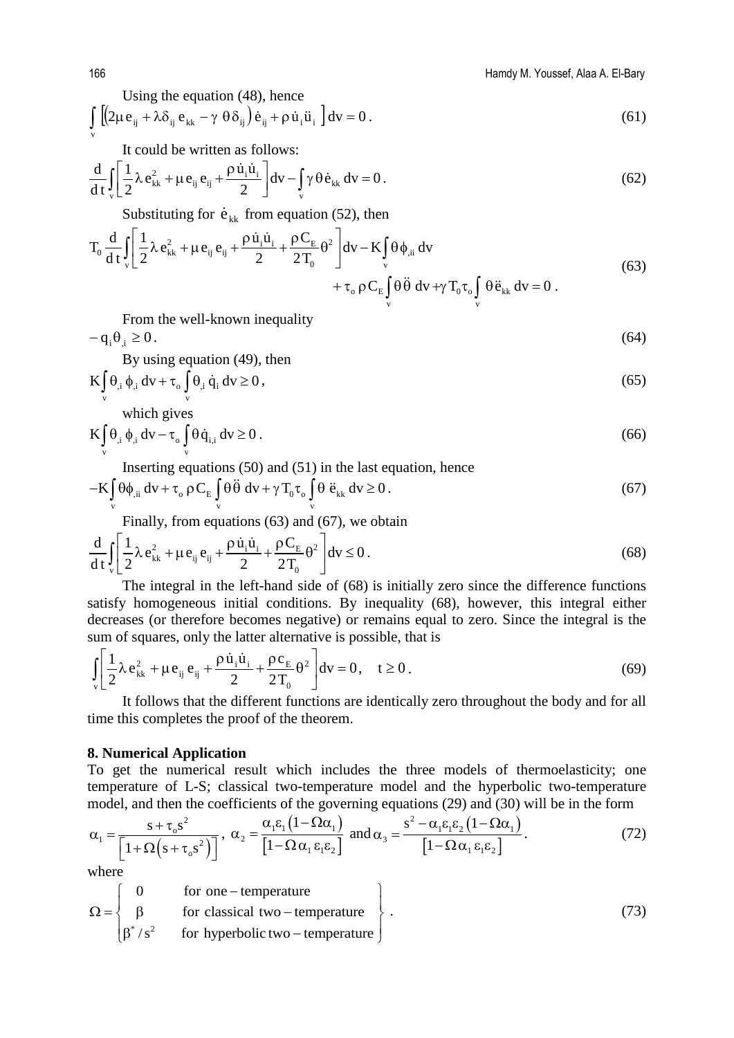Using the equation (48), hence

$$\int_{v} \left[\left(2\mu\, e_{ij} + \lambda\delta_{ij}\, e_{kk} - \gamma\,\theta\,\delta_{ij}\right)\dot{e}_{ij} + \rho\,\dot{u}_i\,\ddot{u}_i\,\right] dv = 0\,. \tag{61}$$

It could be written as follows:

$$\frac{d}{d\,t}\int_{v}\left[\frac{1}{2}\lambda\, e_{kk}^2 + \mu\, e_{ij}\, e_{ij} + \frac{\rho\,\dot{u}_i\dot{u}_i}{2}\right] dv - \int_{v}\gamma\,\theta\,\dot{e}_{kk}\, dv = 0\,. \tag{62}$$

Substituting for $\dot{e}_{kk}$ from equation (52), then

$$T_0\frac{d}{d\,t}\int_{v}\left[\frac{1}{2}\lambda\, e_{kk}^2 + \mu\, e_{ij}\, e_{ij} + \frac{\rho\,\dot{u}_i\dot{u}_i}{2} + \frac{\rho\, C_E}{2\,T_0}\theta^2\right] dv - K\int_{v}\theta\,\phi_{,ii}\, dv$$
$$+\, \tau_o\,\rho\, C_E\int_{v}\theta\,\ddot{\theta}\, dv + \gamma\, T_0\,\tau_o\int_{v}\theta\,\ddot{e}_{kk}\, dv = 0\,. \tag{63}$$

From the well-known inequality

$$-\,q_i\,\theta_{,i} \geq 0\,. \tag{64}$$

By using equation (49), then

$$K\int_{v}\theta_{,i}\,\phi_{,i}\, dv + \tau_o\int_{v}\theta_{,i}\,\dot{q}_i\, dv \geq 0\,, \tag{65}$$

which gives

$$K\int_{v}\theta_{,i}\,\phi_{,i}\, dv - \tau_o\int_{v}\theta\,\dot{q}_{i,i}\, dv \geq 0\,. \tag{66}$$

Inserting equations (50) and (51) in the last equation, hence

$$-K\int_{v}\theta\phi_{,ii}\, dv + \tau_o\,\rho\, C_E\int_{v}\theta\,\ddot{\theta}\, dv + \gamma\, T_0\,\tau_o\int_{v}\theta\;\ddot{e}_{kk}\, dv \geq 0\,. \tag{67}$$

Finally, from equations (63) and (67), we obtain

$$\frac{d}{d\,t}\int_{v}\left[\frac{1}{2}\lambda\, e_{kk}^2 + \mu\, e_{ij}\, e_{ij} + \frac{\rho\,\dot{u}_i\dot{u}_i}{2} + \frac{\rho\, C_E}{2\,T_0}\theta^2\right] dv \leq 0\,. \tag{68}$$

The integral in the left-hand side of (68) is initially zero since the difference functions satisfy homogeneous initial conditions. By inequality (68), however, this integral either decreases (or therefore becomes negative) or remains equal to zero. Since the integral is the sum of squares, only the latter alternative is possible, that is

$$\int_{v}\left[\frac{1}{2}\lambda\, e_{kk}^2 + \mu\, e_{ij}\, e_{ij} + \frac{\rho\,\dot{u}_i\dot{u}_i}{2} + \frac{\rho\, c_E}{2\,T_0}\theta^2\right] dv = 0, \quad t \geq 0\,. \tag{69}$$

It follows that the different functions are identically zero throughout the body and for all time this completes the proof of the theorem.

## 8. Numerical Application

To get the numerical result which includes the three models of thermoelasticity; one temperature of L-S; classical two-temperature model and the hyperbolic two-temperature model, and then the coefficients of the governing equations (29) and (30) will be in the form

$$\alpha_1 = \frac{s + \tau_o s^2}{\left[1 + \Omega\left(s + \tau_o s^2\right)\right]}\,,\ \alpha_2 = \frac{\alpha_1\varepsilon_1\left(1 - \Omega\alpha_1\right)}{\left[1 - \Omega\,\alpha_1\,\varepsilon_1\varepsilon_2\right]}\ \text{and}\ \alpha_3 = \frac{s^2 - \alpha_1\varepsilon_1\varepsilon_2\left(1 - \Omega\alpha_1\right)}{\left[1 - \Omega\,\alpha_1\,\varepsilon_1\varepsilon_2\right]}\,. \tag{72}$$

where

$$\Omega = \left\{\begin{array}{ll} 0 & \text{for one} - \text{temperature} \\ \beta & \text{for classical two} - \text{temperature} \\ \beta^*/s^2 & \text{for hyperbolic two} - \text{temperature} \end{array}\right\}. \tag{73}$$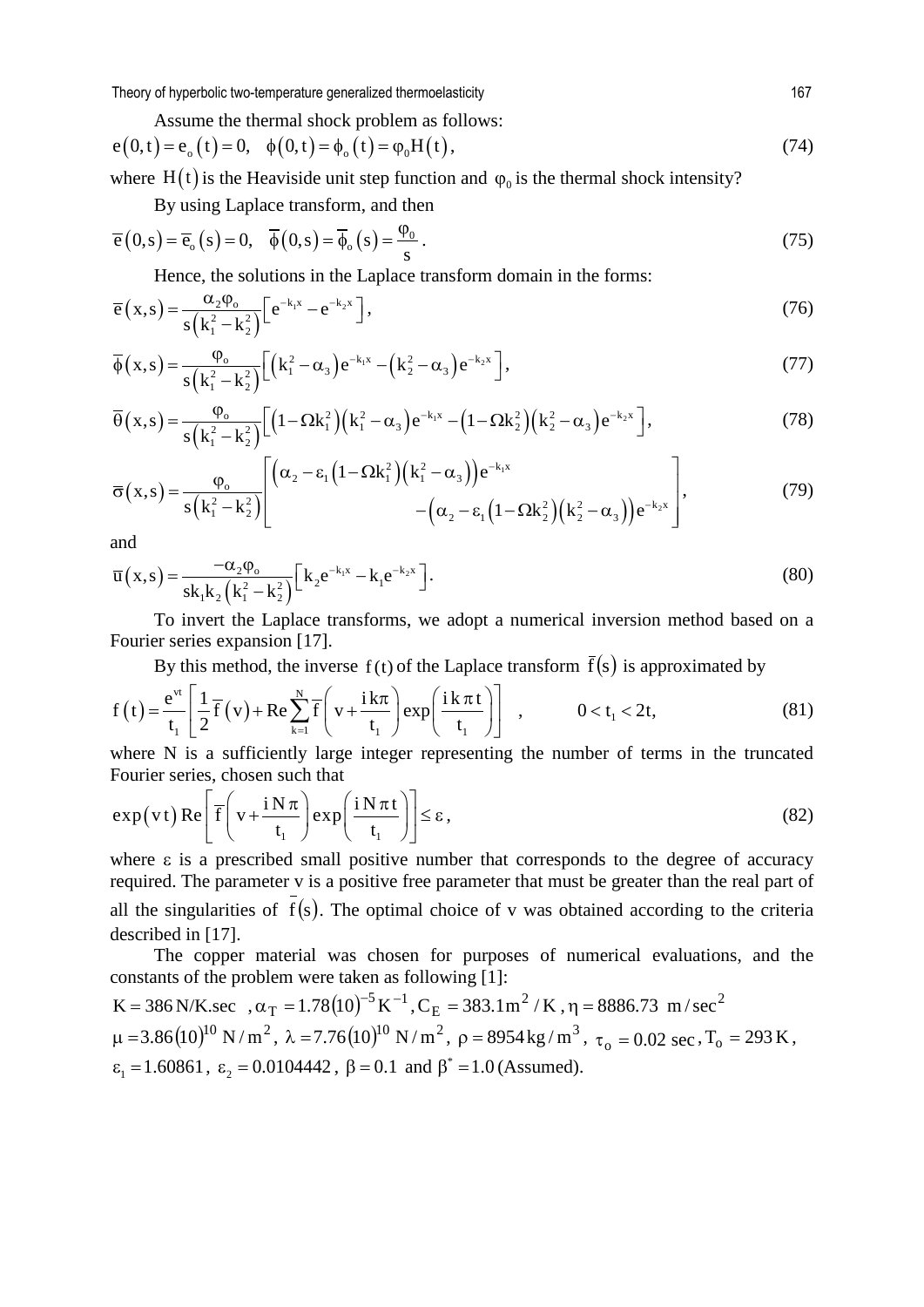Assume the thermal shock problem as follows:

$$e(0,t) = e_o(t) = 0, \quad \phi(0,t) = \phi_o(t) = \varphi_0 H(t), \tag{74}$$

where $H(t)$ is the Heaviside unit step function and $\varphi_0$ is the thermal shock intensity?

By using Laplace transform, and then

$$\overline{e}(0,s) = \overline{e}_o(s) = 0, \quad \overline{\phi}(0,s) = \overline{\phi}_o(s) = \frac{\varphi_0}{s}. \tag{75}$$

Hence, the solutions in the Laplace transform domain in the forms:

$$\overline{e}(x,s) = \frac{\alpha_2 \varphi_o}{s\left(k_1^2 - k_2^2\right)}\left[e^{-k_1 x} - e^{-k_2 x}\right], \tag{76}$$

$$\overline{\phi}(x,s) = \frac{\varphi_o}{s\left(k_1^2 - k_2^2\right)}\left[\left(k_1^2 - \alpha_3\right)e^{-k_1 x} - \left(k_2^2 - \alpha_3\right)e^{-k_2 x}\right], \tag{77}$$

$$\overline{\theta}(x,s) = \frac{\varphi_o}{s\left(k_1^2 - k_2^2\right)}\left[\left(1 - \Omega k_1^2\right)\left(k_1^2 - \alpha_3\right)e^{-k_1 x} - \left(1 - \Omega k_2^2\right)\left(k_2^2 - \alpha_3\right)e^{-k_2 x}\right], \tag{78}$$

$$\overline{\sigma}(x,s) = \frac{\varphi_o}{s\left(k_1^2 - k_2^2\right)}\left[\begin{array}{l}\left(\alpha_2 - \varepsilon_1\left(1 - \Omega k_1^2\right)\left(k_1^2 - \alpha_3\right)\right)e^{-k_1 x} \\ \qquad - \left(\alpha_2 - \varepsilon_1\left(1 - \Omega k_2^2\right)\left(k_2^2 - \alpha_3\right)\right)e^{-k_2 x}\end{array}\right], \tag{79}$$

and

$$\overline{u}(x,s) = \frac{-\alpha_2 \varphi_o}{s k_1 k_2\left(k_1^2 - k_2^2\right)}\left[k_2 e^{-k_1 x} - k_1 e^{-k_2 x}\right]. \tag{80}$$

To invert the Laplace transforms, we adopt a numerical inversion method based on a Fourier series expansion [17].

By this method, the inverse $f(t)$ of the Laplace transform $\overline{f}(s)$ is approximated by

$$f(t) = \frac{e^{vt}}{t_1}\left[\frac{1}{2}\overline{f}(v) + \operatorname{Re}\sum_{k=1}^{N}\overline{f}\left(v + \frac{ik\pi}{t_1}\right)\exp\left(\frac{ik\pi t}{t_1}\right)\right], \qquad 0 < t_1 < 2t, \tag{81}$$

where N is a sufficiently large integer representing the number of terms in the truncated Fourier series, chosen such that

$$\exp(vt)\operatorname{Re}\left[\overline{f}\left(v + \frac{iN\pi}{t_1}\right)\exp\left(\frac{iN\pi t}{t_1}\right)\right] \le \varepsilon, \tag{82}$$

where $\varepsilon$ is a prescribed small positive number that corresponds to the degree of accuracy required. The parameter v is a positive free parameter that must be greater than the real part of all the singularities of $\overline{f}(s)$. The optimal choice of v was obtained according to the criteria described in [17].

The copper material was chosen for purposes of numerical evaluations, and the constants of the problem were taken as following [1]:

$K = 386\ \text{N/K.sec}$, $\alpha_T = 1.78(10)^{-5}\,\text{K}^{-1}$, $C_E = 383.1\,\text{m}^2/\text{K}$, $\eta = 8886.73\ \text{m/sec}^2$

$\mu = 3.86(10)^{10}\ \text{N/m}^2$, $\lambda = 7.76(10)^{10}\ \text{N/m}^2$, $\rho = 8954\,\text{kg/m}^3$, $\tau_o = 0.02\ \text{sec}$, $T_o = 293\,\text{K}$,

$\varepsilon_1 = 1.60861$, $\varepsilon_2 = 0.0104442$, $\beta = 0.1$ and $\beta^* = 1.0$ (Assumed).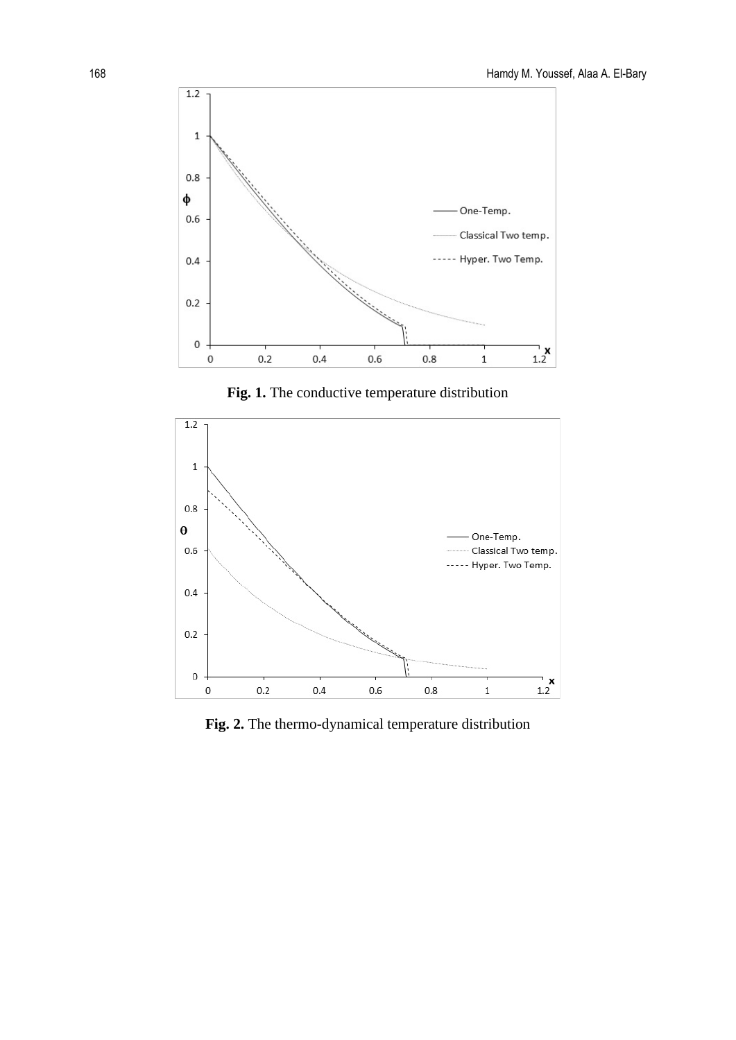**Fig. 1.** The conductive temperature distribution

**Fig. 2.** The thermo-dynamical temperature distribution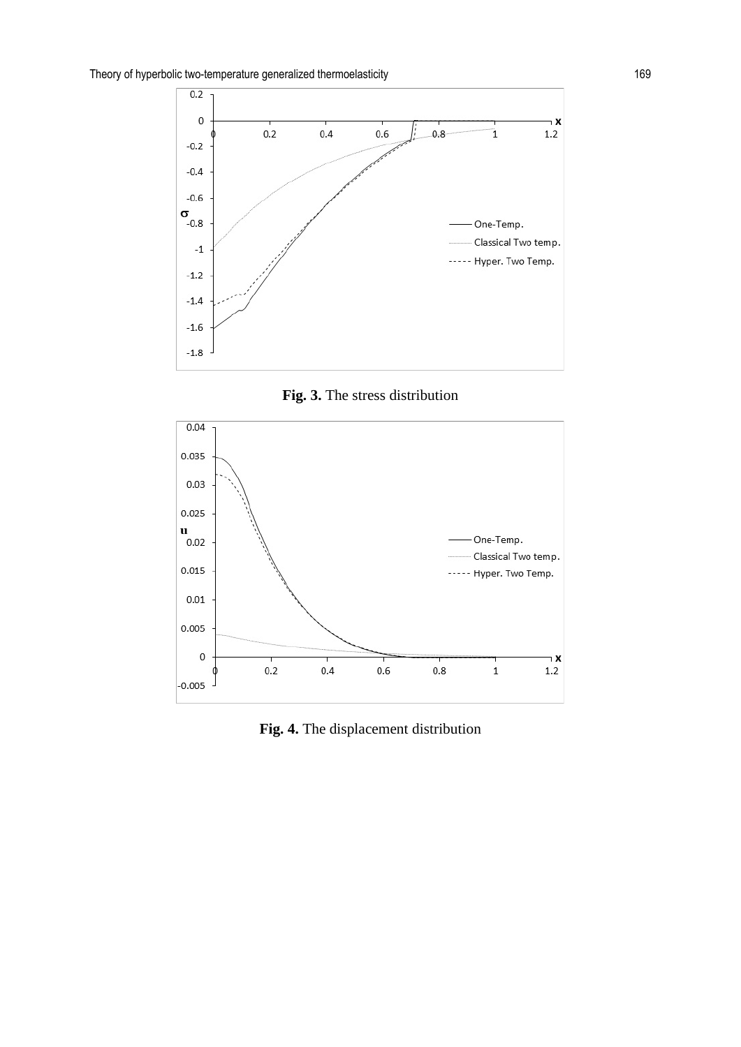**Fig. 3.** The stress distribution

**Fig. 4.** The displacement distribution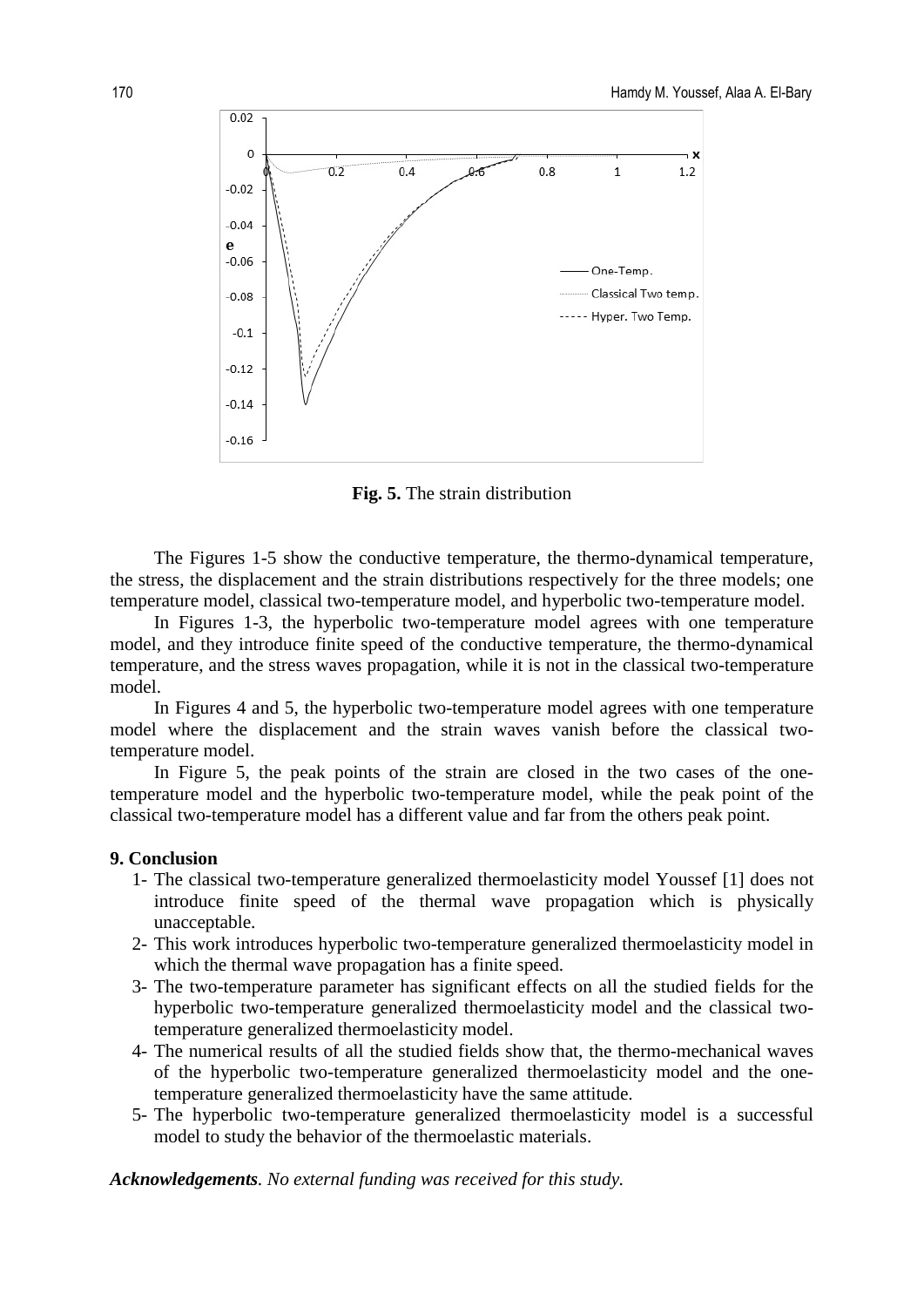**Fig. 5.** The strain distribution

The Figures 1-5 show the conductive temperature, the thermo-dynamical temperature, the stress, the displacement and the strain distributions respectively for the three models; one temperature model, classical two-temperature model, and hyperbolic two-temperature model.

In Figures 1-3, the hyperbolic two-temperature model agrees with one temperature model, and they introduce finite speed of the conductive temperature, the thermo-dynamical temperature, and the stress waves propagation, while it is not in the classical two-temperature model.

In Figures 4 and 5, the hyperbolic two-temperature model agrees with one temperature model where the displacement and the strain waves vanish before the classical two-temperature model.

In Figure 5, the peak points of the strain are closed in the two cases of the one-temperature model and the hyperbolic two-temperature model, while the peak point of the classical two-temperature model has a different value and far from the others peak point.

## 9. Conclusion

1- The classical two-temperature generalized thermoelasticity model Youssef [1] does not introduce finite speed of the thermal wave propagation which is physically unacceptable.

2- This work introduces hyperbolic two-temperature generalized thermoelasticity model in which the thermal wave propagation has a finite speed.

3- The two-temperature parameter has significant effects on all the studied fields for the hyperbolic two-temperature generalized thermoelasticity model and the classical two-temperature generalized thermoelasticity model.

4- The numerical results of all the studied fields show that, the thermo-mechanical waves of the hyperbolic two-temperature generalized thermoelasticity model and the one-temperature generalized thermoelasticity have the same attitude.

5- The hyperbolic two-temperature generalized thermoelasticity model is a successful model to study the behavior of the thermoelastic materials.

***Acknowledgements**. No external funding was received for this study.*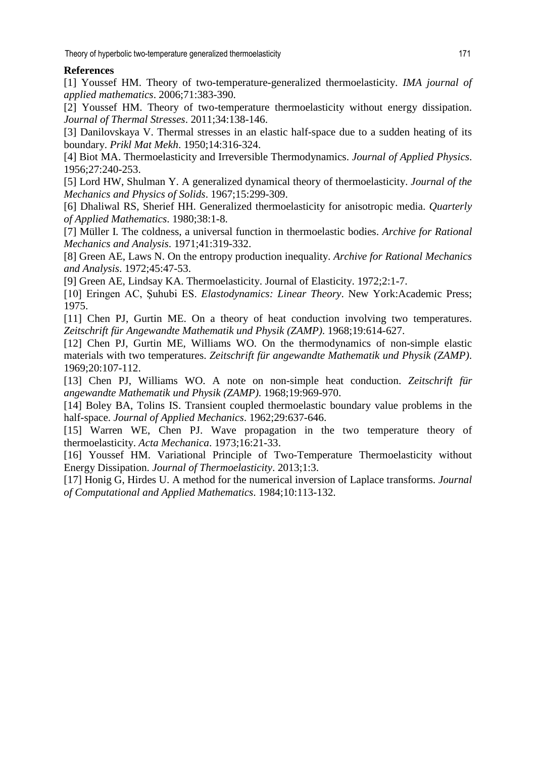**References**

[1] Youssef HM. Theory of two-temperature-generalized thermoelasticity. *IMA journal of applied mathematics*. 2006;71:383-390.

[2] Youssef HM. Theory of two-temperature thermoelasticity without energy dissipation. *Journal of Thermal Stresses*. 2011;34:138-146.

[3] Danilovskaya V. Thermal stresses in an elastic half-space due to a sudden heating of its boundary. *Prikl Mat Mekh*. 1950;14:316-324.

[4] Biot MA. Thermoelasticity and Irreversible Thermodynamics. *Journal of Applied Physics*. 1956;27:240-253.

[5] Lord HW, Shulman Y. A generalized dynamical theory of thermoelasticity. *Journal of the Mechanics and Physics of Solids*. 1967;15:299-309.

[6] Dhaliwal RS, Sherief HH. Generalized thermoelasticity for anisotropic media. *Quarterly of Applied Mathematics*. 1980;38:1-8.

[7] Müller I. The coldness, a universal function in thermoelastic bodies. *Archive for Rational Mechanics and Analysis*. 1971;41:319-332.

[8] Green AE, Laws N. On the entropy production inequality. *Archive for Rational Mechanics and Analysis*. 1972;45:47-53.

[9] Green AE, Lindsay KA. Thermoelasticity. Journal of Elasticity. 1972;2:1-7.

[10] Eringen AC, Şuhubi ES. *Elastodynamics: Linear Theory*. New York:Academic Press; 1975.

[11] Chen PJ, Gurtin ME. On a theory of heat conduction involving two temperatures. *Zeitschrift für Angewandte Mathematik und Physik (ZAMP)*. 1968;19:614-627.

[12] Chen PJ, Gurtin ME, Williams WO. On the thermodynamics of non-simple elastic materials with two temperatures. *Zeitschrift für angewandte Mathematik und Physik (ZAMP)*. 1969;20:107-112.

[13] Chen PJ, Williams WO. A note on non-simple heat conduction. *Zeitschrift für angewandte Mathematik und Physik (ZAMP)*. 1968;19:969-970.

[14] Boley BA, Tolins IS. Transient coupled thermoelastic boundary value problems in the half-space. *Journal of Applied Mechanics*. 1962;29:637-646.

[15] Warren WE, Chen PJ. Wave propagation in the two temperature theory of thermoelasticity. *Acta Mechanica*. 1973;16:21-33.

[16] Youssef HM. Variational Principle of Two-Temperature Thermoelasticity without Energy Dissipation. *Journal of Thermoelasticity*. 2013;1:3.

[17] Honig G, Hirdes U. A method for the numerical inversion of Laplace transforms. *Journal of Computational and Applied Mathematics*. 1984;10:113-132.